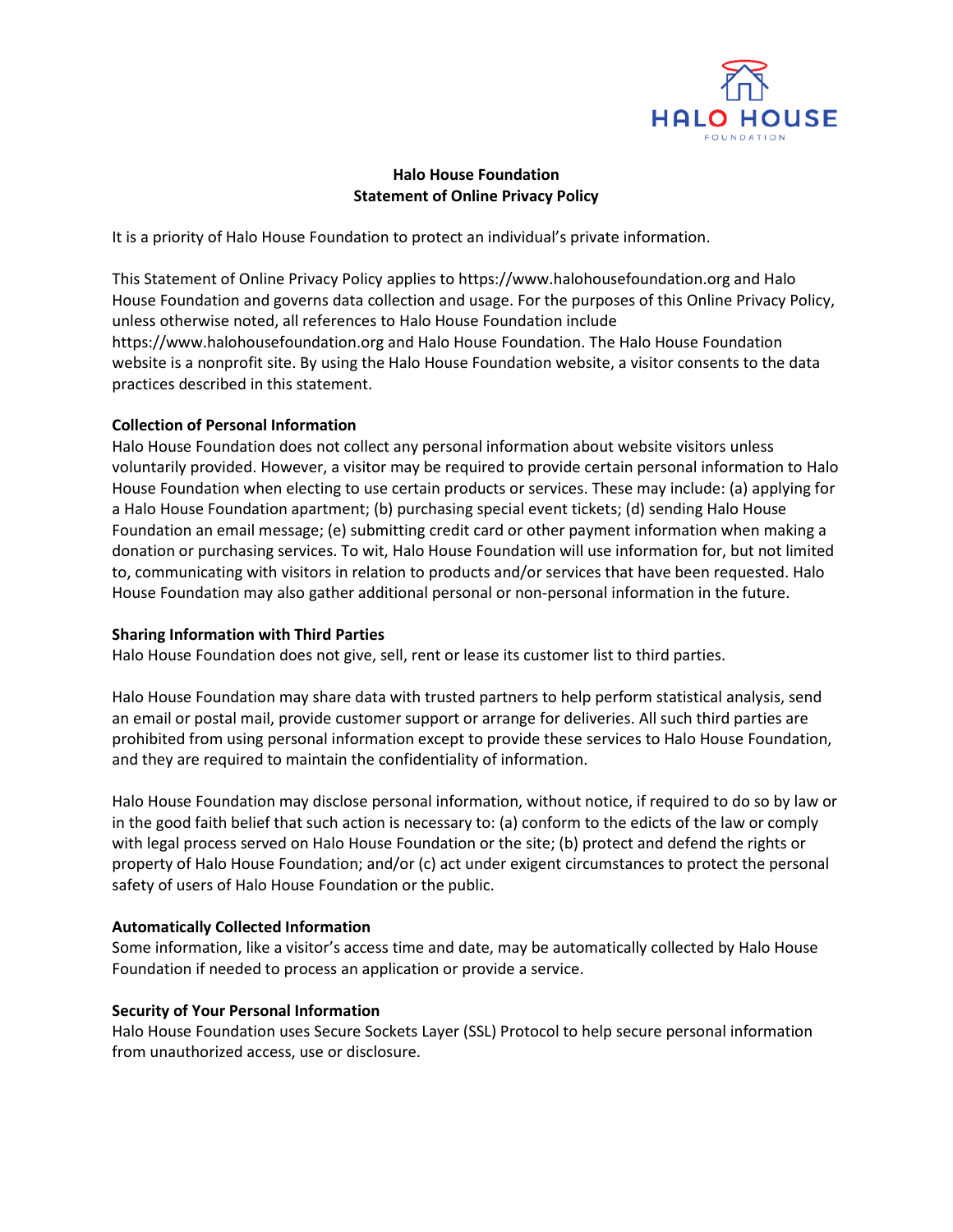**Halo House Foundation**
**Statement of Online Privacy Policy**

It is a priority of Halo House Foundation to protect an individual's private information.

This Statement of Online Privacy Policy applies to https://www.halohousefoundation.org and Halo House Foundation and governs data collection and usage. For the purposes of this Online Privacy Policy, unless otherwise noted, all references to Halo House Foundation include https://www.halohousefoundation.org and Halo House Foundation. The Halo House Foundation website is a nonprofit site. By using the Halo House Foundation website, a visitor consents to the data practices described in this statement.

**Collection of Personal Information**

Halo House Foundation does not collect any personal information about website visitors unless voluntarily provided. However, a visitor may be required to provide certain personal information to Halo House Foundation when electing to use certain products or services. These may include: (a) applying for a Halo House Foundation apartment; (b) purchasing special event tickets; (d) sending Halo House Foundation an email message; (e) submitting credit card or other payment information when making a donation or purchasing services. To wit, Halo House Foundation will use information for, but not limited to, communicating with visitors in relation to products and/or services that have been requested. Halo House Foundation may also gather additional personal or non-personal information in the future.

**Sharing Information with Third Parties**

Halo House Foundation does not give, sell, rent or lease its customer list to third parties.

Halo House Foundation may share data with trusted partners to help perform statistical analysis, send an email or postal mail, provide customer support or arrange for deliveries. All such third parties are prohibited from using personal information except to provide these services to Halo House Foundation, and they are required to maintain the confidentiality of information.

Halo House Foundation may disclose personal information, without notice, if required to do so by law or in the good faith belief that such action is necessary to: (a) conform to the edicts of the law or comply with legal process served on Halo House Foundation or the site; (b) protect and defend the rights or property of Halo House Foundation; and/or (c) act under exigent circumstances to protect the personal safety of users of Halo House Foundation or the public.

**Automatically Collected Information**

Some information, like a visitor's access time and date, may be automatically collected by Halo House Foundation if needed to process an application or provide a service.

**Security of Your Personal Information**

Halo House Foundation uses Secure Sockets Layer (SSL) Protocol to help secure personal information from unauthorized access, use or disclosure.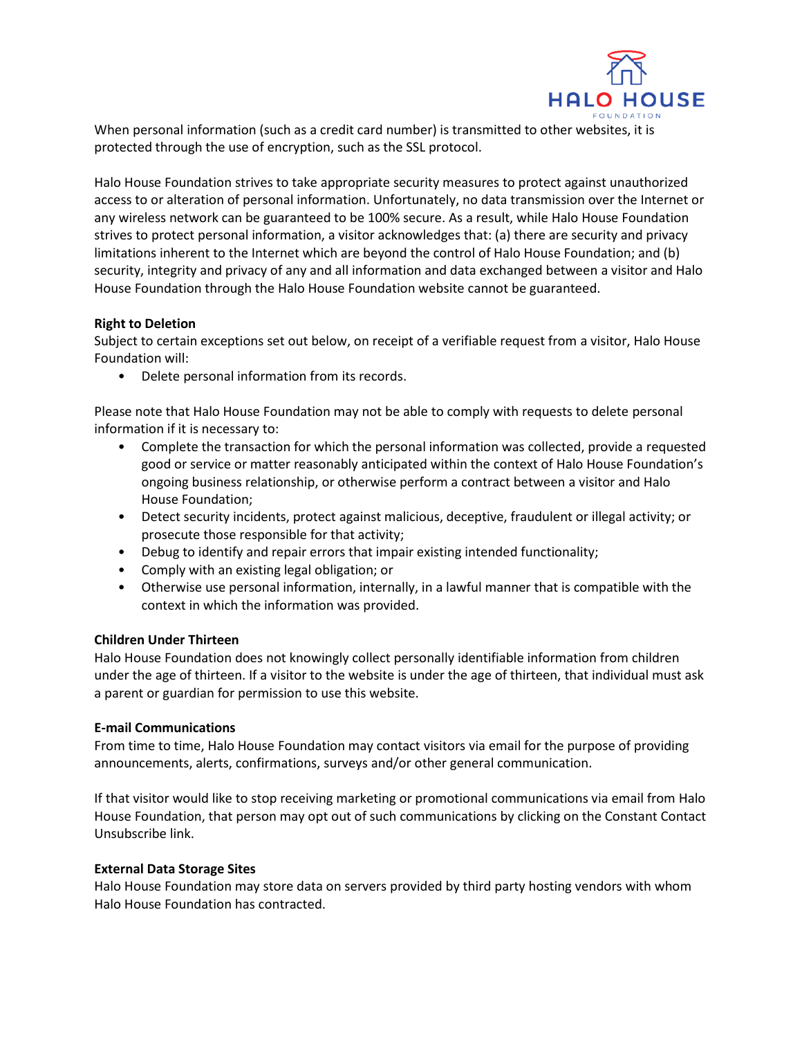When personal information (such as a credit card number) is transmitted to other websites, it is protected through the use of encryption, such as the SSL protocol.

Halo House Foundation strives to take appropriate security measures to protect against unauthorized access to or alteration of personal information. Unfortunately, no data transmission over the Internet or any wireless network can be guaranteed to be 100% secure. As a result, while Halo House Foundation strives to protect personal information, a visitor acknowledges that: (a) there are security and privacy limitations inherent to the Internet which are beyond the control of Halo House Foundation; and (b) security, integrity and privacy of any and all information and data exchanged between a visitor and Halo House Foundation through the Halo House Foundation website cannot be guaranteed.

**Right to Deletion**

Subject to certain exceptions set out below, on receipt of a verifiable request from a visitor, Halo House Foundation will:

- Delete personal information from its records.

Please note that Halo House Foundation may not be able to comply with requests to delete personal information if it is necessary to:

- Complete the transaction for which the personal information was collected, provide a requested good or service or matter reasonably anticipated within the context of Halo House Foundation's ongoing business relationship, or otherwise perform a contract between a visitor and Halo House Foundation;
- Detect security incidents, protect against malicious, deceptive, fraudulent or illegal activity; or prosecute those responsible for that activity;
- Debug to identify and repair errors that impair existing intended functionality;
- Comply with an existing legal obligation; or
- Otherwise use personal information, internally, in a lawful manner that is compatible with the context in which the information was provided.

**Children Under Thirteen**

Halo House Foundation does not knowingly collect personally identifiable information from children under the age of thirteen. If a visitor to the website is under the age of thirteen, that individual must ask a parent or guardian for permission to use this website.

**E-mail Communications**

From time to time, Halo House Foundation may contact visitors via email for the purpose of providing announcements, alerts, confirmations, surveys and/or other general communication.

If that visitor would like to stop receiving marketing or promotional communications via email from Halo House Foundation, that person may opt out of such communications by clicking on the Constant Contact Unsubscribe link.

**External Data Storage Sites**

Halo House Foundation may store data on servers provided by third party hosting vendors with whom Halo House Foundation has contracted.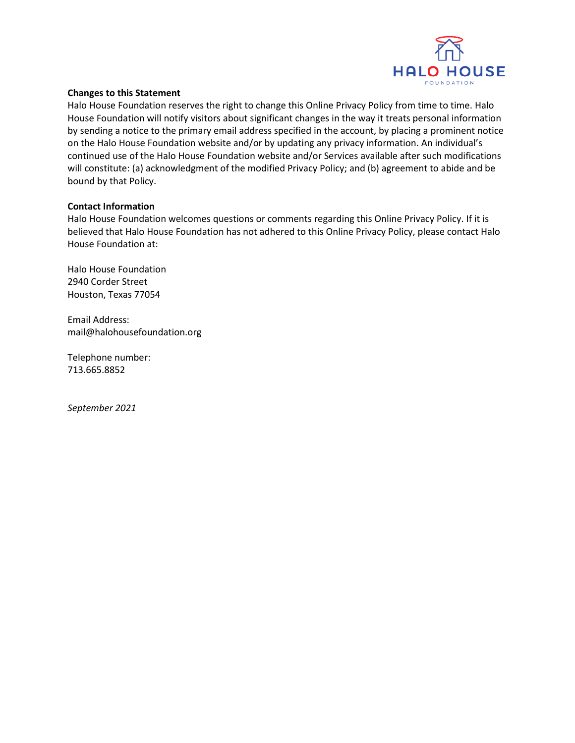**Changes to this Statement**

Halo House Foundation reserves the right to change this Online Privacy Policy from time to time. Halo House Foundation will notify visitors about significant changes in the way it treats personal information by sending a notice to the primary email address specified in the account, by placing a prominent notice on the Halo House Foundation website and/or by updating any privacy information. An individual's continued use of the Halo House Foundation website and/or Services available after such modifications will constitute: (a) acknowledgment of the modified Privacy Policy; and (b) agreement to abide and be bound by that Policy.

**Contact Information**

Halo House Foundation welcomes questions or comments regarding this Online Privacy Policy. If it is believed that Halo House Foundation has not adhered to this Online Privacy Policy, please contact Halo House Foundation at:

Halo House Foundation
2940 Corder Street
Houston, Texas 77054

Email Address:
mail@halohousefoundation.org

Telephone number:
713.665.8852

*September 2021*